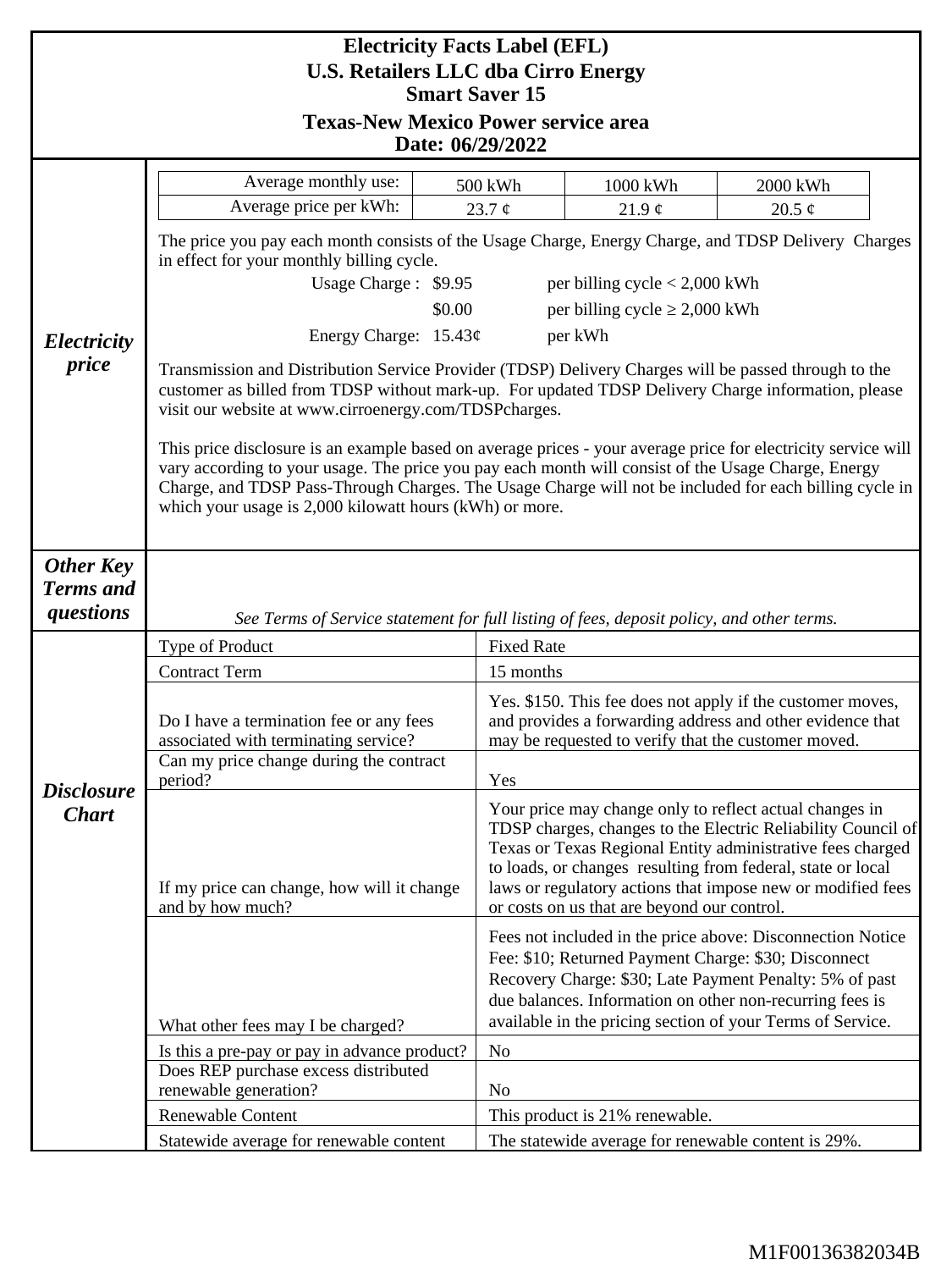# Electricity Facts Label (EFL)

## U.S. Retailers LLC dba Cirro Energy

### Smart Saver 15

### Texas-New Mexico Power service area

**Date: 06/29/2022**

## *Electricity price*

| Average monthly use: | 500 kWh | 1000 kWh | 2000 kWh |
|---|---|---|---|
| Average price per kWh: | 23.7 ¢ | 21.9 ¢ | 20.5 ¢ |

The price you pay each month consists of the Usage Charge, Energy Charge, and TDSP Delivery Charges in effect for your monthly billing cycle.

| | | |
|---|---|---|
| Usage Charge : | $9.95 | per billing cycle < 2,000 kWh |
| | $0.00 | per billing cycle ≥ 2,000 kWh |
| Energy Charge: | 15.43¢ | per kWh |

Transmission and Distribution Service Provider (TDSP) Delivery Charges will be passed through to the customer as billed from TDSP without mark-up. For updated TDSP Delivery Charge information, please visit our website at www.cirroenergy.com/TDSPcharges.

This price disclosure is an example based on average prices - your average price for electricity service will vary according to your usage. The price you pay each month will consist of the Usage Charge, Energy Charge, and TDSP Pass-Through Charges. The Usage Charge will not be included for each billing cycle in which your usage is 2,000 kilowatt hours (kWh) or more.

## *Other Key Terms and questions*

*See Terms of Service statement for full listing of fees, deposit policy, and other terms.*

## *Disclosure Chart*

| | |
|---|---|
| Type of Product | Fixed Rate |
| Contract Term | 15 months |
| Do I have a termination fee or any fees associated with terminating service? | Yes. $150. This fee does not apply if the customer moves, and provides a forwarding address and other evidence that may be requested to verify that the customer moved. |
| Can my price change during the contract period? | Yes |
| If my price can change, how will it change and by how much? | Your price may change only to reflect actual changes in TDSP charges, changes to the Electric Reliability Council of Texas or Texas Regional Entity administrative fees charged to loads, or changes resulting from federal, state or local laws or regulatory actions that impose new or modified fees or costs on us that are beyond our control. |
| What other fees may I be charged? | Fees not included in the price above: Disconnection Notice Fee: $10; Returned Payment Charge: $30; Disconnect Recovery Charge: $30; Late Payment Penalty: 5% of past due balances. Information on other non-recurring fees is available in the pricing section of your Terms of Service. |
| Is this a pre-pay or pay in advance product? | No |
| Does REP purchase excess distributed renewable generation? | No |
| Renewable Content | This product is 21% renewable. |
| Statewide average for renewable content | The statewide average for renewable content is 29%. |

M1F00136382034B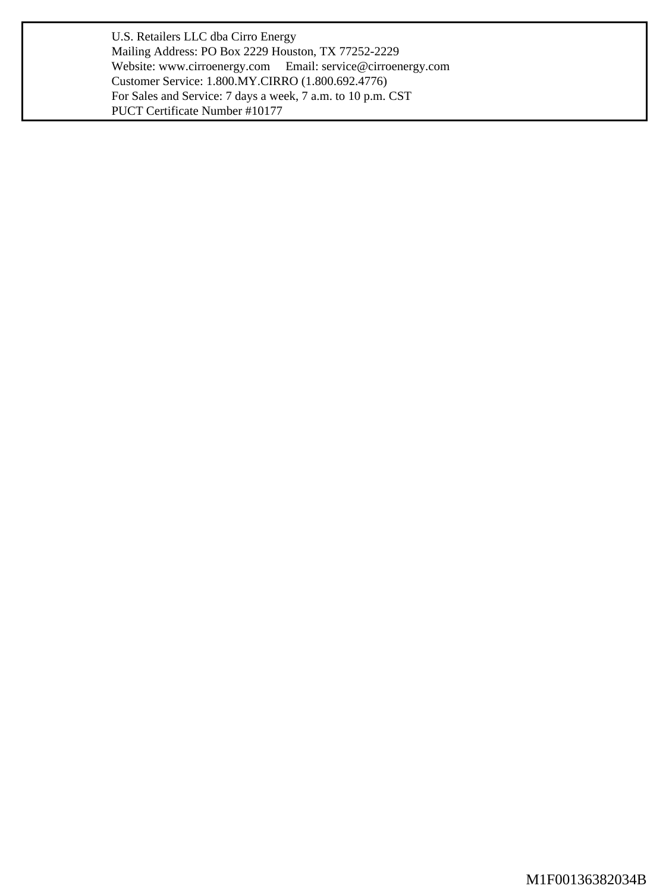U.S. Retailers LLC dba Cirro Energy
Mailing Address: PO Box 2229 Houston, TX 77252-2229
Website: www.cirroenergy.com Email: service@cirroenergy.com
Customer Service: 1.800.MY.CIRRO (1.800.692.4776)
For Sales and Service: 7 days a week, 7 a.m. to 10 p.m. CST
PUCT Certificate Number #10177

M1F00136382034B